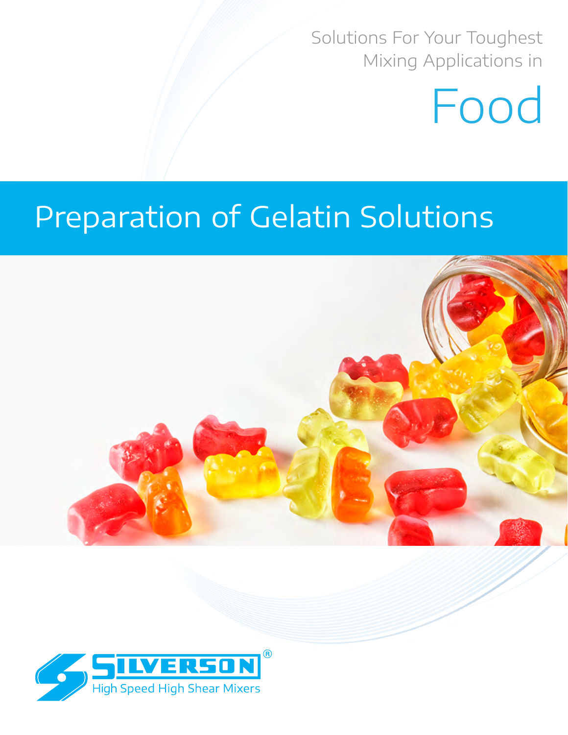Solutions For Your Toughest Mixing Applications in

# Food

## Preparation of Gelatin Solutions

SILVERSON®

High Speed High Shear Mixers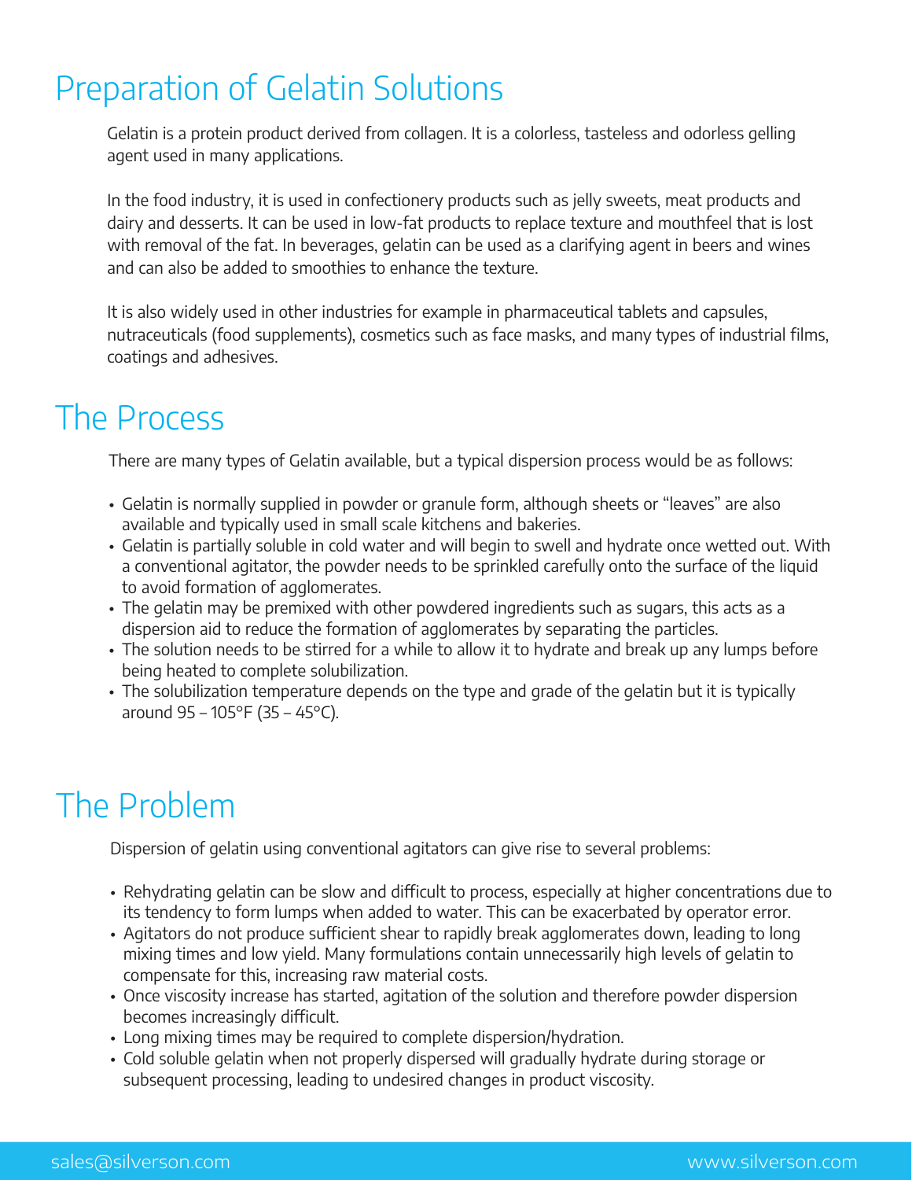# Preparation of Gelatin Solutions

Gelatin is a protein product derived from collagen. It is a colorless, tasteless and odorless gelling agent used in many applications.

In the food industry, it is used in confectionery products such as jelly sweets, meat products and dairy and desserts. It can be used in low-fat products to replace texture and mouthfeel that is lost with removal of the fat. In beverages, gelatin can be used as a clarifying agent in beers and wines and can also be added to smoothies to enhance the texture.

It is also widely used in other industries for example in pharmaceutical tablets and capsules, nutraceuticals (food supplements), cosmetics such as face masks, and many types of industrial films, coatings and adhesives.

# The Process

There are many types of Gelatin available, but a typical dispersion process would be as follows:

- Gelatin is normally supplied in powder or granule form, although sheets or "leaves" are also available and typically used in small scale kitchens and bakeries.
- Gelatin is partially soluble in cold water and will begin to swell and hydrate once wetted out. With a conventional agitator, the powder needs to be sprinkled carefully onto the surface of the liquid to avoid formation of agglomerates.
- The gelatin may be premixed with other powdered ingredients such as sugars, this acts as a dispersion aid to reduce the formation of agglomerates by separating the particles.
- The solution needs to be stirred for a while to allow it to hydrate and break up any lumps before being heated to complete solubilization.
- The solubilization temperature depends on the type and grade of the gelatin but it is typically around 95 – 105°F (35 – 45°C).

# The Problem

Dispersion of gelatin using conventional agitators can give rise to several problems:

- Rehydrating gelatin can be slow and difficult to process, especially at higher concentrations due to its tendency to form lumps when added to water. This can be exacerbated by operator error.
- Agitators do not produce sufficient shear to rapidly break agglomerates down, leading to long mixing times and low yield. Many formulations contain unnecessarily high levels of gelatin to compensate for this, increasing raw material costs.
- Once viscosity increase has started, agitation of the solution and therefore powder dispersion becomes increasingly difficult.
- Long mixing times may be required to complete dispersion/hydration.
- Cold soluble gelatin when not properly dispersed will gradually hydrate during storage or subsequent processing, leading to undesired changes in product viscosity.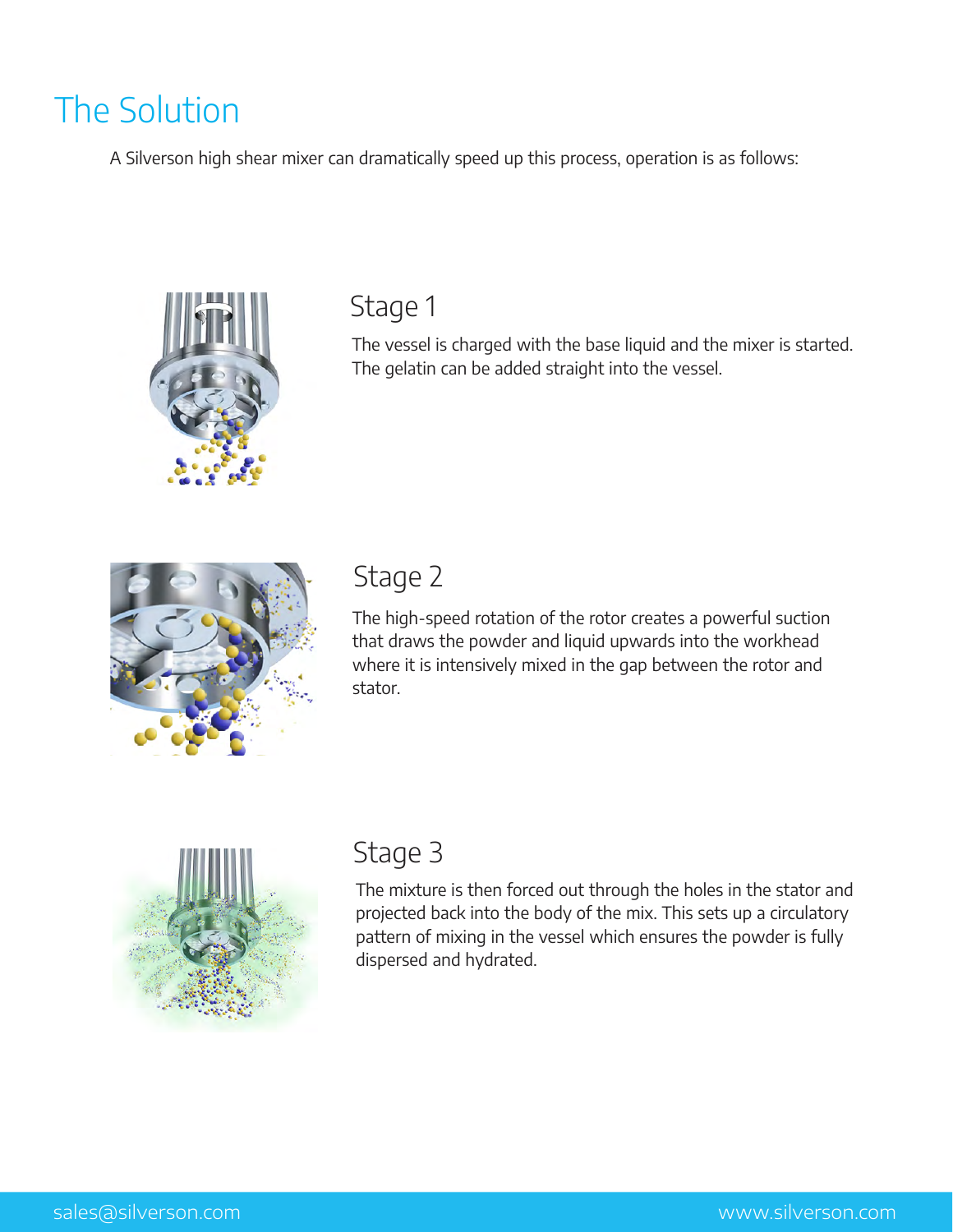# The Solution

A Silverson high shear mixer can dramatically speed up this process, operation is as follows:

## Stage 1

The vessel is charged with the base liquid and the mixer is started. The gelatin can be added straight into the vessel.

## Stage 2

The high-speed rotation of the rotor creates a powerful suction that draws the powder and liquid upwards into the workhead where it is intensively mixed in the gap between the rotor and stator.

## Stage 3

The mixture is then forced out through the holes in the stator and projected back into the body of the mix. This sets up a circulatory pattern of mixing in the vessel which ensures the powder is fully dispersed and hydrated.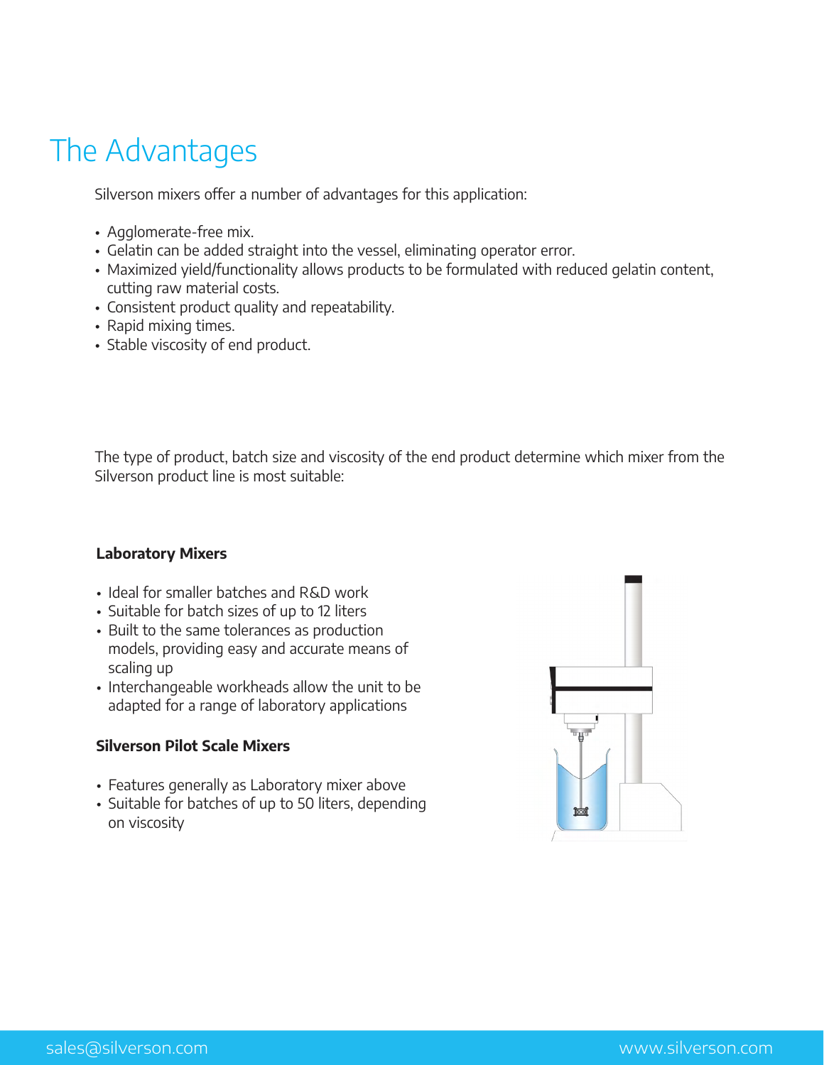# The Advantages

Silverson mixers offer a number of advantages for this application:

- Agglomerate-free mix.
- Gelatin can be added straight into the vessel, eliminating operator error.
- Maximized yield/functionality allows products to be formulated with reduced gelatin content, cutting raw material costs.
- Consistent product quality and repeatability.
- Rapid mixing times.
- Stable viscosity of end product.

The type of product, batch size and viscosity of the end product determine which mixer from the Silverson product line is most suitable:

**Laboratory Mixers**

- Ideal for smaller batches and R&D work
- Suitable for batch sizes of up to 12 liters
- Built to the same tolerances as production models, providing easy and accurate means of scaling up
- Interchangeable workheads allow the unit to be adapted for a range of laboratory applications

**Silverson Pilot Scale Mixers**

- Features generally as Laboratory mixer above
- Suitable for batches of up to 50 liters, depending on viscosity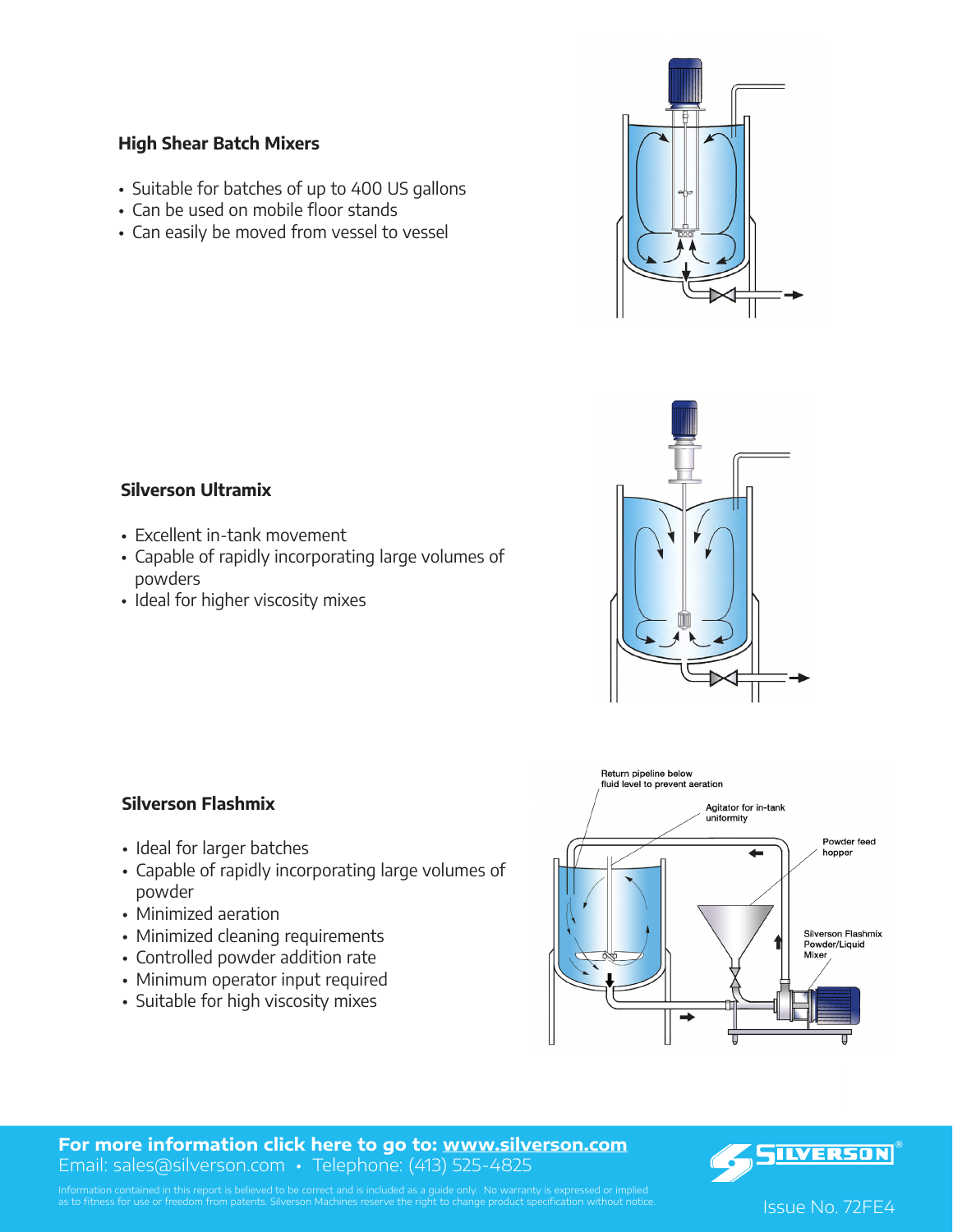### High Shear Batch Mixers

- Suitable for batches of up to 400 US gallons
- Can be used on mobile floor stands
- Can easily be moved from vessel to vessel

### Silverson Ultramix

- Excellent in-tank movement
- Capable of rapidly incorporating large volumes of powders
- Ideal for higher viscosity mixes

### Silverson Flashmix

- Ideal for larger batches
- Capable of rapidly incorporating large volumes of powder
- Minimized aeration
- Minimized cleaning requirements
- Controlled powder addition rate
- Minimum operator input required
- Suitable for high viscosity mixes

Return pipeline below fluid level to prevent aeration

Agitator for in-tank uniformity

Powder feed hopper

Silverson Flashmix Powder/Liquid Mixer

**For more information click here to go to: www.silverson.com**
Email: sales@silverson.com • Telephone: (413) 525-4825

Information contained in this report is believed to be correct and is included as a guide only. No warranty is expressed or implied as to fitness for use or freedom from patents. Silverson Machines reserve the right to change product specification without notice.

SILVERSON®

Issue No. 72FE4